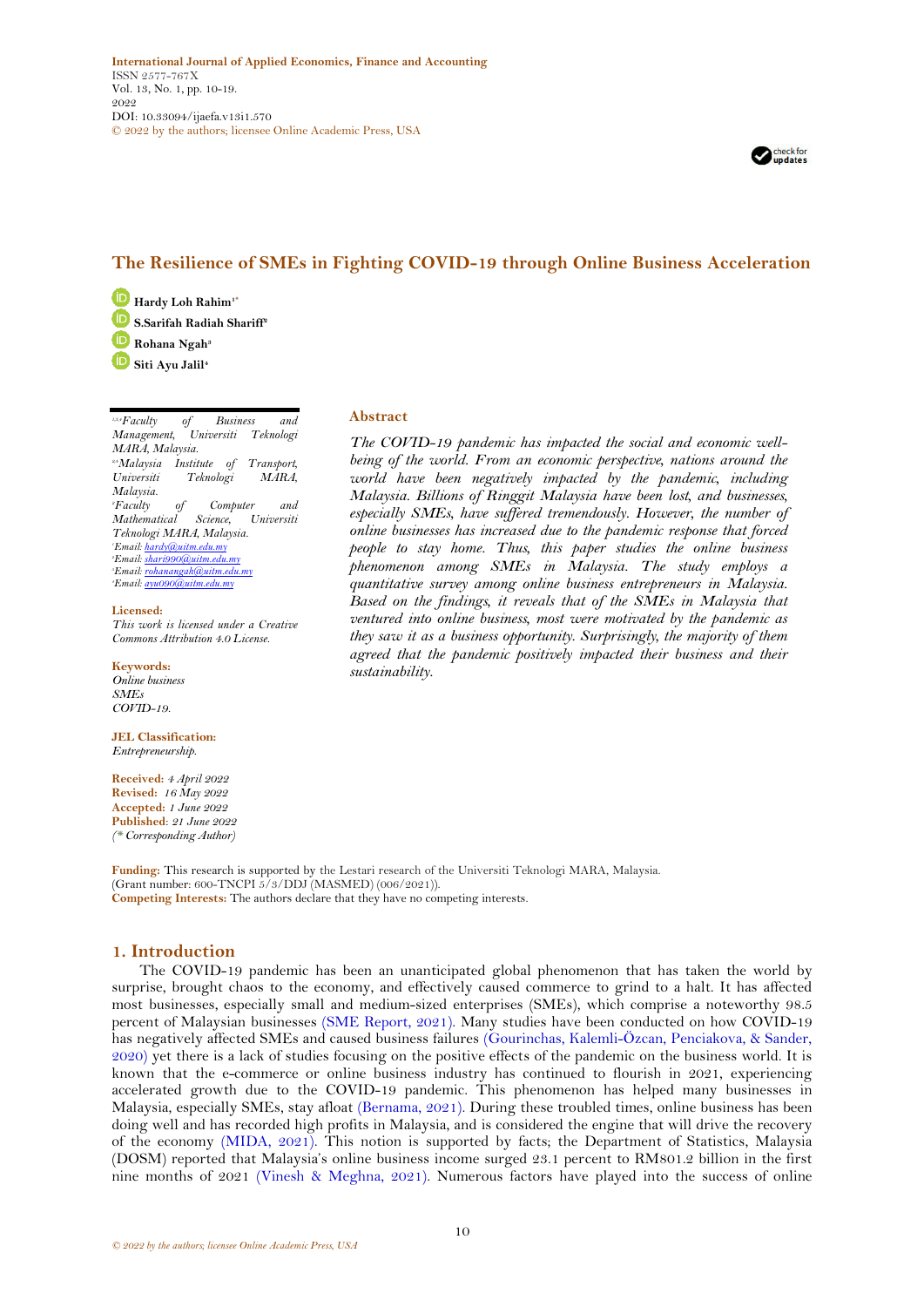International Journal of Applied Economics, Finance and Accounting
ISSN 2577-767X
Vol. 13, No. 1, pp. 10-19.
2022
DOI: 10.33094/ijaefa.v13i1.570
© 2022 by the authors; licensee Online Academic Press, USA

# The Resilience of SMEs in Fighting COVID-19 through Online Business Acceleration

**Hardy Loh Rahim**[1*]
**S.Sarifah Radiah Shariff**[2]
**Rohana Ngah**[3]
**Siti Ayu Jalil**[4]

[1,3,4]*Faculty of Business and Management, Universiti Teknologi MARA, Malaysia.*
[2,4]*Malaysia Institute of Transport, Universiti Teknologi MARA, Malaysia.*
[2]*Faculty of Computer and Mathematical Science, Universiti Teknologi MARA, Malaysia.*
[1]*Email: hardy@uitm.edu.my*
[2]*Email: shari990@uitm.edu.my*
[3]*Email: rohanangah@uitm.edu.my*
[4]*Email: ayu090@uitm.edu.my*

**Licensed:**
*This work is licensed under a Creative Commons Attribution 4.0 License.*

**Keywords:**
*Online business*
*SMEs*
*COVID-19.*

**JEL Classification:**
*Entrepreneurship.*

**Received:** *4 April 2022*
**Revised:** *16 May 2022*
**Accepted:** *1 June 2022*
**Published:** *21 June 2022*
*(\* Corresponding Author)*

## Abstract

*The COVID-19 pandemic has impacted the social and economic well-being of the world. From an economic perspective, nations around the world have been negatively impacted by the pandemic, including Malaysia. Billions of Ringgit Malaysia have been lost, and businesses, especially SMEs, have suffered tremendously. However, the number of online businesses has increased due to the pandemic response that forced people to stay home. Thus, this paper studies the online business phenomenon among SMEs in Malaysia. The study employs a quantitative survey among online business entrepreneurs in Malaysia. Based on the findings, it reveals that of the SMEs in Malaysia that ventured into online business, most were motivated by the pandemic as they saw it as a business opportunity. Surprisingly, the majority of them agreed that the pandemic positively impacted their business and their sustainability.*

**Funding:** This research is supported by the Lestari research of the Universiti Teknologi MARA, Malaysia. (Grant number: 600-TNCPI 5/3/DDJ (MASMED) (006/2021)).
**Competing Interests:** The authors declare that they have no competing interests.

## 1. Introduction

The COVID-19 pandemic has been an unanticipated global phenomenon that has taken the world by surprise, brought chaos to the economy, and effectively caused commerce to grind to a halt. It has affected most businesses, especially small and medium-sized enterprises (SMEs), which comprise a noteworthy 98.5 percent of Malaysian businesses (SME Report, 2021). Many studies have been conducted on how COVID-19 has negatively affected SMEs and caused business failures (Gourinchas, Kalemli-Özcan, Penciakova, & Sander, 2020) yet there is a lack of studies focusing on the positive effects of the pandemic on the business world. It is known that the e-commerce or online business industry has continued to flourish in 2021, experiencing accelerated growth due to the COVID-19 pandemic. This phenomenon has helped many businesses in Malaysia, especially SMEs, stay afloat (Bernama, 2021). During these troubled times, online business has been doing well and has recorded high profits in Malaysia, and is considered the engine that will drive the recovery of the economy (MIDA, 2021). This notion is supported by facts; the Department of Statistics, Malaysia (DOSM) reported that Malaysia's online business income surged 23.1 percent to RM801.2 billion in the first nine months of 2021 (Vinesh & Meghna, 2021). Numerous factors have played into the success of online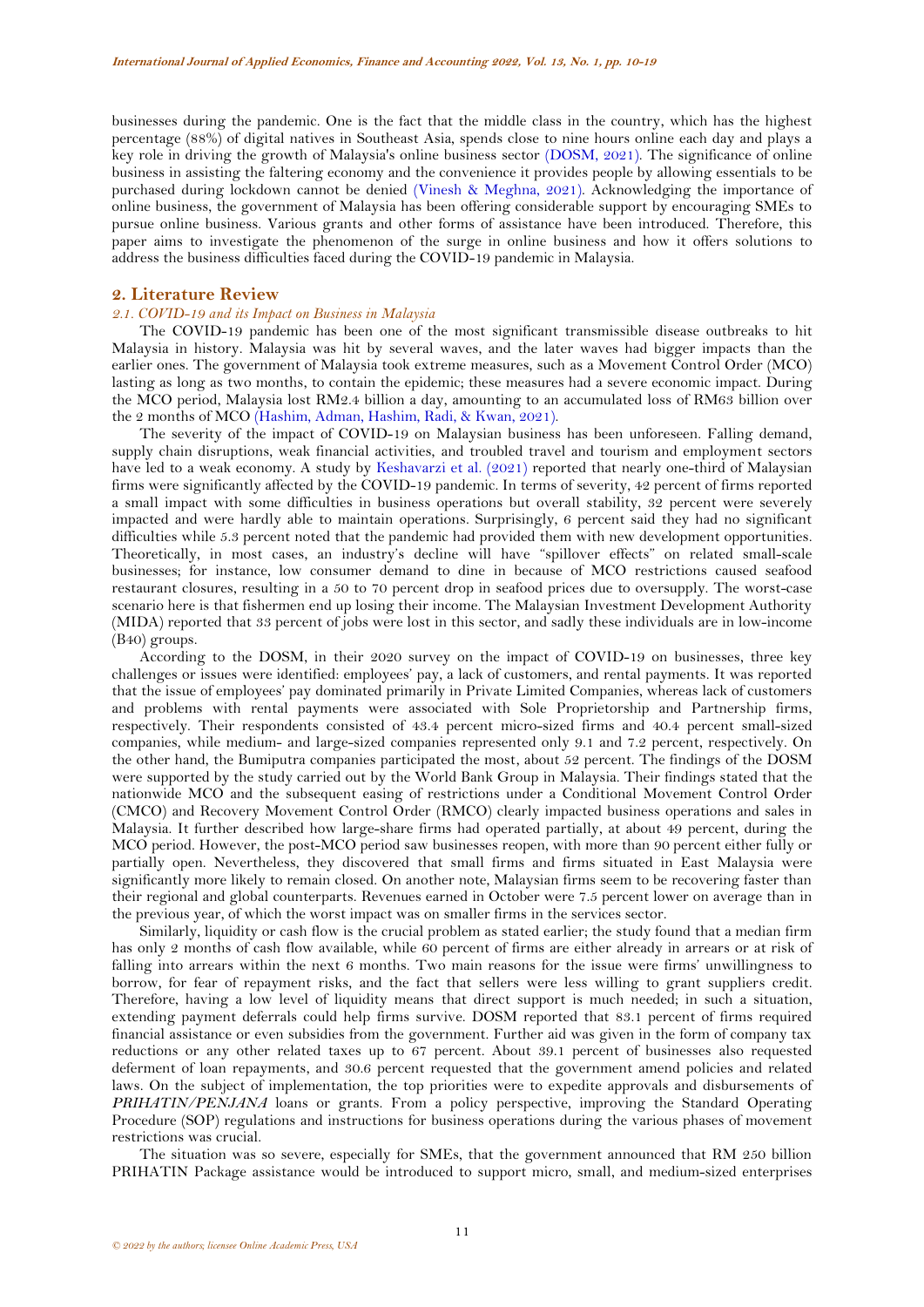businesses during the pandemic. One is the fact that the middle class in the country, which has the highest percentage (88%) of digital natives in Southeast Asia, spends close to nine hours online each day and plays a key role in driving the growth of Malaysia's online business sector (DOSM, 2021). The significance of online business in assisting the faltering economy and the convenience it provides people by allowing essentials to be purchased during lockdown cannot be denied (Vinesh & Meghna, 2021). Acknowledging the importance of online business, the government of Malaysia has been offering considerable support by encouraging SMEs to pursue online business. Various grants and other forms of assistance have been introduced. Therefore, this paper aims to investigate the phenomenon of the surge in online business and how it offers solutions to address the business difficulties faced during the COVID-19 pandemic in Malaysia.

## 2. Literature Review

### *2.1. COVID-19 and its Impact on Business in Malaysia*

The COVID-19 pandemic has been one of the most significant transmissible disease outbreaks to hit Malaysia in history. Malaysia was hit by several waves, and the later waves had bigger impacts than the earlier ones. The government of Malaysia took extreme measures, such as a Movement Control Order (MCO) lasting as long as two months, to contain the epidemic; these measures had a severe economic impact. During the MCO period, Malaysia lost RM2.4 billion a day, amounting to an accumulated loss of RM63 billion over the 2 months of MCO (Hashim, Adman, Hashim, Radi, & Kwan, 2021).

The severity of the impact of COVID-19 on Malaysian business has been unforeseen. Falling demand, supply chain disruptions, weak financial activities, and troubled travel and tourism and employment sectors have led to a weak economy. A study by Keshavarzi et al. (2021) reported that nearly one-third of Malaysian firms were significantly affected by the COVID-19 pandemic. In terms of severity, 42 percent of firms reported a small impact with some difficulties in business operations but overall stability, 32 percent were severely impacted and were hardly able to maintain operations. Surprisingly, 6 percent said they had no significant difficulties while 5.3 percent noted that the pandemic had provided them with new development opportunities. Theoretically, in most cases, an industry's decline will have "spillover effects" on related small-scale businesses; for instance, low consumer demand to dine in because of MCO restrictions caused seafood restaurant closures, resulting in a 50 to 70 percent drop in seafood prices due to oversupply. The worst-case scenario here is that fishermen end up losing their income. The Malaysian Investment Development Authority (MIDA) reported that 33 percent of jobs were lost in this sector, and sadly these individuals are in low-income (B40) groups.

According to the DOSM, in their 2020 survey on the impact of COVID-19 on businesses, three key challenges or issues were identified: employees' pay, a lack of customers, and rental payments. It was reported that the issue of employees' pay dominated primarily in Private Limited Companies, whereas lack of customers and problems with rental payments were associated with Sole Proprietorship and Partnership firms, respectively. Their respondents consisted of 43.4 percent micro-sized firms and 40.4 percent small-sized companies, while medium- and large-sized companies represented only 9.1 and 7.2 percent, respectively. On the other hand, the Bumiputra companies participated the most, about 52 percent. The findings of the DOSM were supported by the study carried out by the World Bank Group in Malaysia. Their findings stated that the nationwide MCO and the subsequent easing of restrictions under a Conditional Movement Control Order (CMCO) and Recovery Movement Control Order (RMCO) clearly impacted business operations and sales in Malaysia. It further described how large-share firms had operated partially, at about 49 percent, during the MCO period. However, the post-MCO period saw businesses reopen, with more than 90 percent either fully or partially open. Nevertheless, they discovered that small firms and firms situated in East Malaysia were significantly more likely to remain closed. On another note, Malaysian firms seem to be recovering faster than their regional and global counterparts. Revenues earned in October were 7.5 percent lower on average than in the previous year, of which the worst impact was on smaller firms in the services sector.

Similarly, liquidity or cash flow is the crucial problem as stated earlier; the study found that a median firm has only 2 months of cash flow available, while 60 percent of firms are either already in arrears or at risk of falling into arrears within the next 6 months. Two main reasons for the issue were firms' unwillingness to borrow, for fear of repayment risks, and the fact that sellers were less willing to grant suppliers credit. Therefore, having a low level of liquidity means that direct support is much needed; in such a situation, extending payment deferrals could help firms survive. DOSM reported that 83.1 percent of firms required financial assistance or even subsidies from the government. Further aid was given in the form of company tax reductions or any other related taxes up to 67 percent. About 39.1 percent of businesses also requested deferment of loan repayments, and 30.6 percent requested that the government amend policies and related laws. On the subject of implementation, the top priorities were to expedite approvals and disbursements of *PRIHATIN/PENJANA* loans or grants. From a policy perspective, improving the Standard Operating Procedure (SOP) regulations and instructions for business operations during the various phases of movement restrictions was crucial.

The situation was so severe, especially for SMEs, that the government announced that RM 250 billion PRIHATIN Package assistance would be introduced to support micro, small, and medium-sized enterprises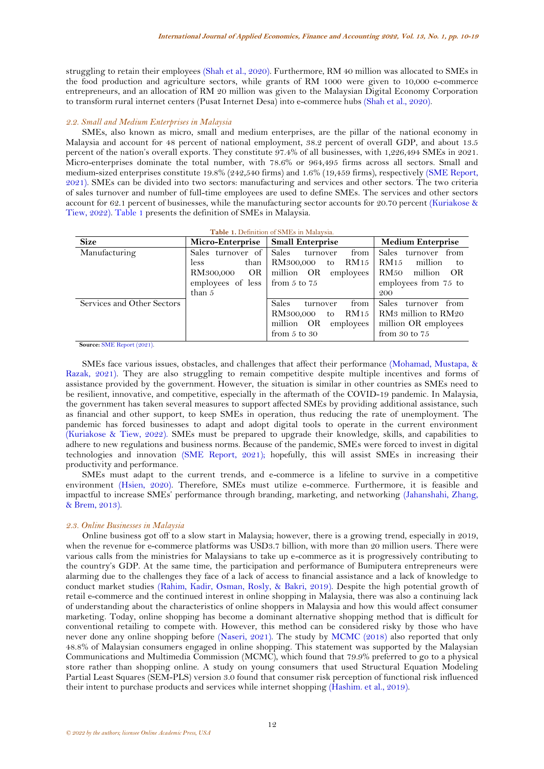struggling to retain their employees (Shah et al., 2020). Furthermore, RM 40 million was allocated to SMEs in the food production and agriculture sectors, while grants of RM 1000 were given to 10,000 e-commerce entrepreneurs, and an allocation of RM 20 million was given to the Malaysian Digital Economy Corporation to transform rural internet centers (Pusat Internet Desa) into e-commerce hubs (Shah et al., 2020).

### *2.2. Small and Medium Enterprises in Malaysia*

SMEs, also known as micro, small and medium enterprises, are the pillar of the national economy in Malaysia and account for 48 percent of national employment, 38.2 percent of overall GDP, and about 13.5 percent of the nation's overall exports. They constitute 97.4% of all businesses, with 1,226,494 SMEs in 2021. Micro-enterprises dominate the total number, with 78.6% or 964,495 firms across all sectors. Small and medium-sized enterprises constitute 19.8% (242,540 firms) and 1.6% (19,459 firms), respectively (SME Report, 2021). SMEs can be divided into two sectors: manufacturing and services and other sectors. The two criteria of sales turnover and number of full-time employees are used to define SMEs. The services and other sectors account for 62.1 percent of businesses, while the manufacturing sector accounts for 20.70 percent (Kuriakose & Tiew, 2022). Table 1 presents the definition of SMEs in Malaysia.

**Table 1.** Definition of SMEs in Malaysia.

| Size | Micro-Enterprise | Small Enterprise | Medium Enterprise |
|---|---|---|---|
| Manufacturing | Sales turnover of less than RM300,000 OR employees of less than 5 | Sales turnover from RM300,000 to RM15 million OR employees from 5 to 75 | Sales turnover from RM15 million to RM50 million OR employees from 75 to 200 |
| Services and Other Sectors | | Sales turnover from RM300,000 to RM15 million OR employees from 5 to 30 | Sales turnover from RM3 million to RM20 million OR employees from 30 to 75 |

**Source:** SME Report (2021).

SMEs face various issues, obstacles, and challenges that affect their performance (Mohamad, Mustapa, & Razak, 2021). They are also struggling to remain competitive despite multiple incentives and forms of assistance provided by the government. However, the situation is similar in other countries as SMEs need to be resilient, innovative, and competitive, especially in the aftermath of the COVID-19 pandemic. In Malaysia, the government has taken several measures to support affected SMEs by providing additional assistance, such as financial and other support, to keep SMEs in operation, thus reducing the rate of unemployment. The pandemic has forced businesses to adapt and adopt digital tools to operate in the current environment (Kuriakose & Tiew, 2022). SMEs must be prepared to upgrade their knowledge, skills, and capabilities to adhere to new regulations and business norms. Because of the pandemic, SMEs were forced to invest in digital technologies and innovation (SME Report, 2021); hopefully, this will assist SMEs in increasing their productivity and performance.

SMEs must adapt to the current trends, and e-commerce is a lifeline to survive in a competitive environment (Hsien, 2020). Therefore, SMEs must utilize e-commerce. Furthermore, it is feasible and impactful to increase SMEs' performance through branding, marketing, and networking (Jahanshahi, Zhang, & Brem, 2013).

### *2.3. Online Businesses in Malaysia*

Online business got off to a slow start in Malaysia; however, there is a growing trend, especially in 2019, when the revenue for e-commerce platforms was USD3.7 billion, with more than 20 million users. There were various calls from the ministries for Malaysians to take up e-commerce as it is progressively contributing to the country's GDP. At the same time, the participation and performance of Bumiputera entrepreneurs were alarming due to the challenges they face of a lack of access to financial assistance and a lack of knowledge to conduct market studies (Rahim, Kadir, Osman, Rosly, & Bakri, 2019). Despite the high potential growth of retail e-commerce and the continued interest in online shopping in Malaysia, there was also a continuing lack of understanding about the characteristics of online shoppers in Malaysia and how this would affect consumer marketing. Today, online shopping has become a dominant alternative shopping method that is difficult for conventional retailing to compete with. However, this method can be considered risky by those who have never done any online shopping before (Naseri, 2021). The study by MCMC (2018) also reported that only 48.8% of Malaysian consumers engaged in online shopping. This statement was supported by the Malaysian Communications and Multimedia Commission (MCMC), which found that 79.9% preferred to go to a physical store rather than shopping online. A study on young consumers that used Structural Equation Modeling Partial Least Squares (SEM-PLS) version 3.0 found that consumer risk perception of functional risk influenced their intent to purchase products and services while internet shopping (Hashim. et al., 2019).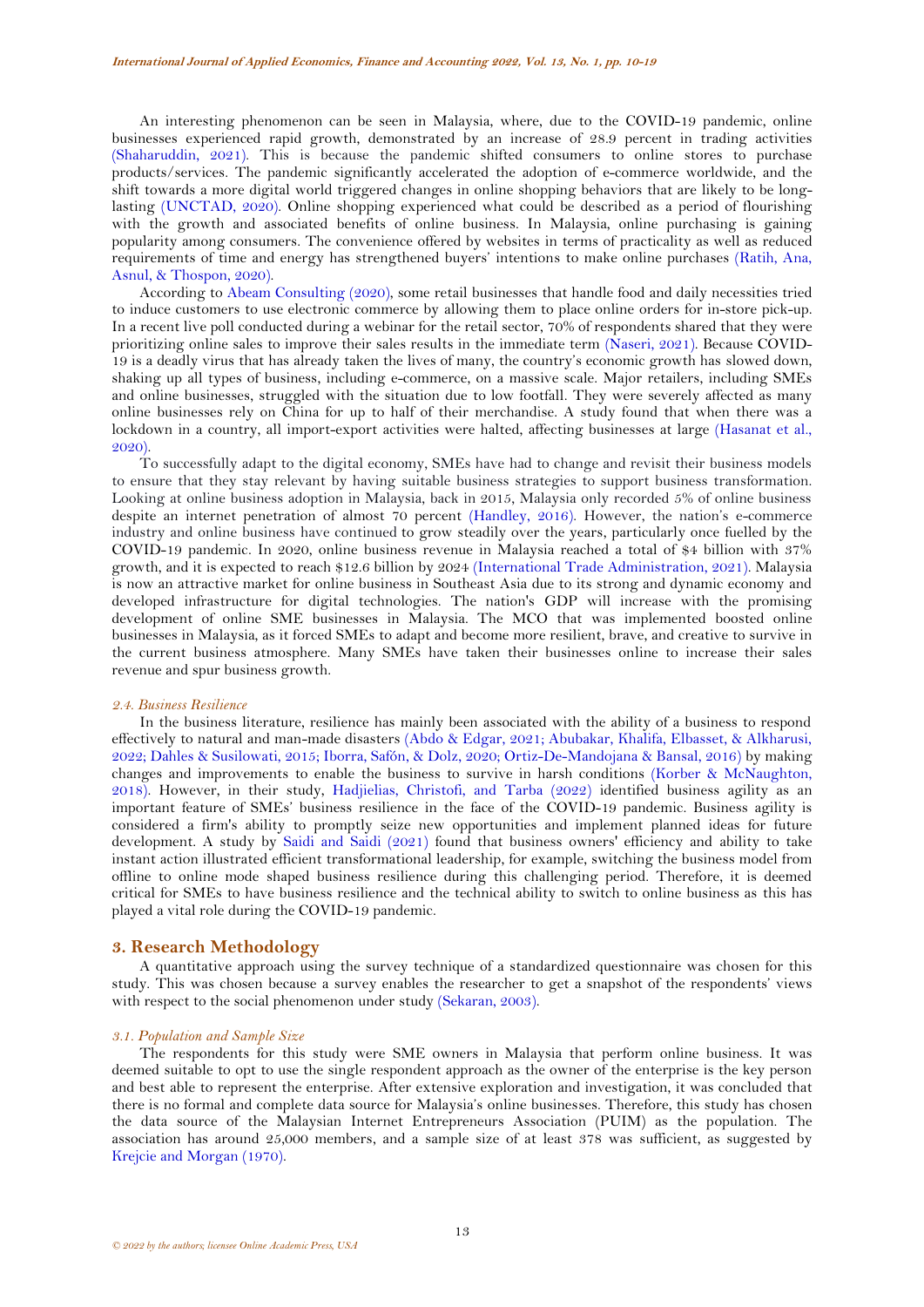An interesting phenomenon can be seen in Malaysia, where, due to the COVID-19 pandemic, online businesses experienced rapid growth, demonstrated by an increase of 28.9 percent in trading activities (Shaharuddin, 2021). This is because the pandemic shifted consumers to online stores to purchase products/services. The pandemic significantly accelerated the adoption of e-commerce worldwide, and the shift towards a more digital world triggered changes in online shopping behaviors that are likely to be long-lasting (UNCTAD, 2020). Online shopping experienced what could be described as a period of flourishing with the growth and associated benefits of online business. In Malaysia, online purchasing is gaining popularity among consumers. The convenience offered by websites in terms of practicality as well as reduced requirements of time and energy has strengthened buyers' intentions to make online purchases (Ratih, Ana, Asnul, & Thospon, 2020).

According to Abeam Consulting (2020), some retail businesses that handle food and daily necessities tried to induce customers to use electronic commerce by allowing them to place online orders for in-store pick-up. In a recent live poll conducted during a webinar for the retail sector, 70% of respondents shared that they were prioritizing online sales to improve their sales results in the immediate term (Naseri, 2021). Because COVID-19 is a deadly virus that has already taken the lives of many, the country's economic growth has slowed down, shaking up all types of business, including e-commerce, on a massive scale. Major retailers, including SMEs and online businesses, struggled with the situation due to low footfall. They were severely affected as many online businesses rely on China for up to half of their merchandise. A study found that when there was a lockdown in a country, all import-export activities were halted, affecting businesses at large (Hasanat et al., 2020).

To successfully adapt to the digital economy, SMEs have had to change and revisit their business models to ensure that they stay relevant by having suitable business strategies to support business transformation. Looking at online business adoption in Malaysia, back in 2015, Malaysia only recorded 5% of online business despite an internet penetration of almost 70 percent (Handley, 2016). However, the nation's e-commerce industry and online business have continued to grow steadily over the years, particularly once fuelled by the COVID-19 pandemic. In 2020, online business revenue in Malaysia reached a total of $4 billion with 37% growth, and it is expected to reach $12.6 billion by 2024 (International Trade Administration, 2021). Malaysia is now an attractive market for online business in Southeast Asia due to its strong and dynamic economy and developed infrastructure for digital technologies. The nation's GDP will increase with the promising development of online SME businesses in Malaysia. The MCO that was implemented boosted online businesses in Malaysia, as it forced SMEs to adapt and become more resilient, brave, and creative to survive in the current business atmosphere. Many SMEs have taken their businesses online to increase their sales revenue and spur business growth.

### *2.4. Business Resilience*

In the business literature, resilience has mainly been associated with the ability of a business to respond effectively to natural and man-made disasters (Abdo & Edgar, 2021; Abubakar, Khalifa, Elbasset, & Alkharusi, 2022; Dahles & Susilowati, 2015; Iborra, Safón, & Dolz, 2020; Ortiz-De-Mandojana & Bansal, 2016) by making changes and improvements to enable the business to survive in harsh conditions (Korber & McNaughton, 2018). However, in their study, Hadjielias, Christofi, and Tarba (2022) identified business agility as an important feature of SMEs' business resilience in the face of the COVID-19 pandemic. Business agility is considered a firm's ability to promptly seize new opportunities and implement planned ideas for future development. A study by Saidi and Saidi (2021) found that business owners' efficiency and ability to take instant action illustrated efficient transformational leadership, for example, switching the business model from offline to online mode shaped business resilience during this challenging period. Therefore, it is deemed critical for SMEs to have business resilience and the technical ability to switch to online business as this has played a vital role during the COVID-19 pandemic.

## 3. Research Methodology

A quantitative approach using the survey technique of a standardized questionnaire was chosen for this study. This was chosen because a survey enables the researcher to get a snapshot of the respondents' views with respect to the social phenomenon under study (Sekaran, 2003).

### *3.1. Population and Sample Size*

The respondents for this study were SME owners in Malaysia that perform online business. It was deemed suitable to opt to use the single respondent approach as the owner of the enterprise is the key person and best able to represent the enterprise. After extensive exploration and investigation, it was concluded that there is no formal and complete data source for Malaysia's online businesses. Therefore, this study has chosen the data source of the Malaysian Internet Entrepreneurs Association (PUIM) as the population. The association has around 25,000 members, and a sample size of at least 378 was sufficient, as suggested by Krejcie and Morgan (1970).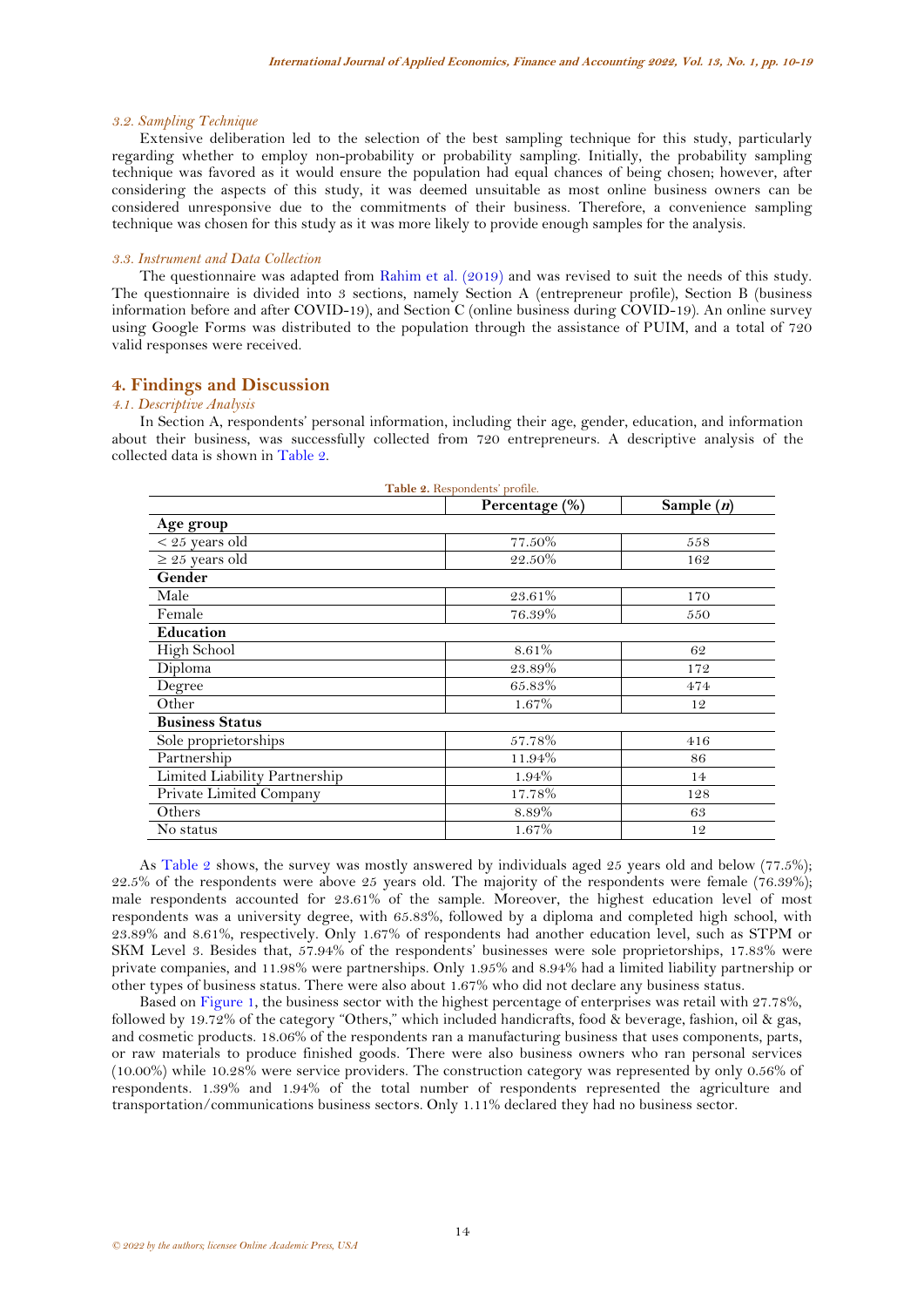### 3.2. Sampling Technique

Extensive deliberation led to the selection of the best sampling technique for this study, particularly regarding whether to employ non-probability or probability sampling. Initially, the probability sampling technique was favored as it would ensure the population had equal chances of being chosen; however, after considering the aspects of this study, it was deemed unsuitable as most online business owners can be considered unresponsive due to the commitments of their business. Therefore, a convenience sampling technique was chosen for this study as it was more likely to provide enough samples for the analysis.

### 3.3. Instrument and Data Collection

The questionnaire was adapted from Rahim et al. (2019) and was revised to suit the needs of this study. The questionnaire is divided into 3 sections, namely Section A (entrepreneur profile), Section B (business information before and after COVID-19), and Section C (online business during COVID-19). An online survey using Google Forms was distributed to the population through the assistance of PUIM, and a total of 720 valid responses were received.

## 4. Findings and Discussion

### 4.1. Descriptive Analysis

In Section A, respondents' personal information, including their age, gender, education, and information about their business, was successfully collected from 720 entrepreneurs. A descriptive analysis of the collected data is shown in Table 2.

**Table 2.** Respondents' profile.

| | Percentage (%) | Sample (*n*) |
|---|---|---|
| **Age group** | | |
| < 25 years old | 77.50% | 558 |
| ≥ 25 years old | 22.50% | 162 |
| **Gender** | | |
| Male | 23.61% | 170 |
| Female | 76.39% | 550 |
| **Education** | | |
| High School | 8.61% | 62 |
| Diploma | 23.89% | 172 |
| Degree | 65.83% | 474 |
| Other | 1.67% | 12 |
| **Business Status** | | |
| Sole proprietorships | 57.78% | 416 |
| Partnership | 11.94% | 86 |
| Limited Liability Partnership | 1.94% | 14 |
| Private Limited Company | 17.78% | 128 |
| Others | 8.89% | 63 |
| No status | 1.67% | 12 |

As Table 2 shows, the survey was mostly answered by individuals aged 25 years old and below (77.5%); 22.5% of the respondents were above 25 years old. The majority of the respondents were female (76.39%); male respondents accounted for 23.61% of the sample. Moreover, the highest education level of most respondents was a university degree, with 65.83%, followed by a diploma and completed high school, with 23.89% and 8.61%, respectively. Only 1.67% of respondents had another education level, such as STPM or SKM Level 3. Besides that, 57.94% of the respondents' businesses were sole proprietorships, 17.83% were private companies, and 11.98% were partnerships. Only 1.95% and 8.94% had a limited liability partnership or other types of business status. There were also about 1.67% who did not declare any business status.

Based on Figure 1, the business sector with the highest percentage of enterprises was retail with 27.78%, followed by 19.72% of the category "Others," which included handicrafts, food & beverage, fashion, oil & gas, and cosmetic products. 18.06% of the respondents ran a manufacturing business that uses components, parts, or raw materials to produce finished goods. There were also business owners who ran personal services (10.00%) while 10.28% were service providers. The construction category was represented by only 0.56% of respondents. 1.39% and 1.94% of the total number of respondents represented the agriculture and transportation/communications business sectors. Only 1.11% declared they had no business sector.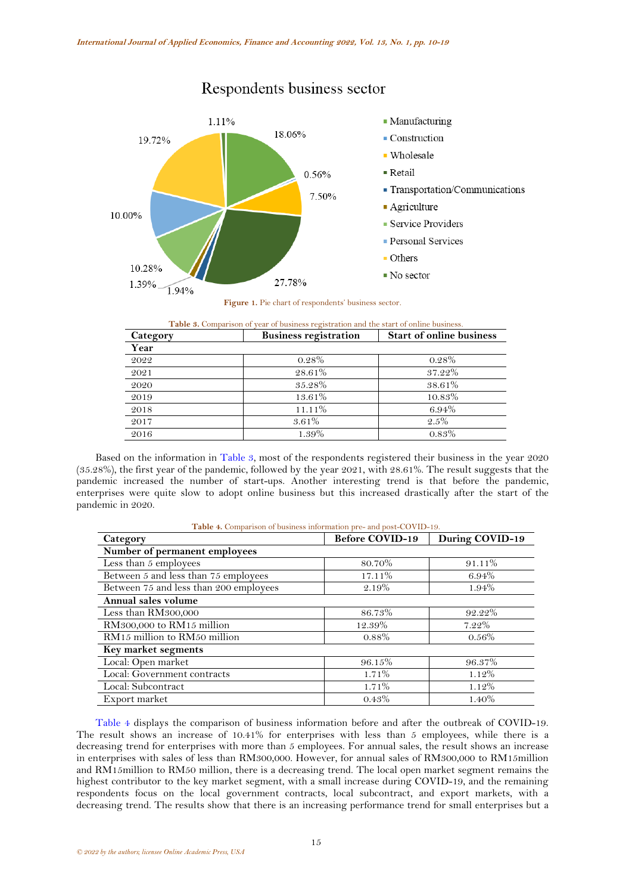Respondents business sector

- Manufacturing
- Construction
- Wholesale
- Retail
- Transportation/Communications
- Agriculture
- Service Providers
- Personal Services
- Others
- No sector

18.06% 0.56% 7.50% 27.78% 1.94% 1.39% 10.28% 10.00% 19.72% 1.11%

**Figure 1.** Pie chart of respondents' business sector.

**Table 3.** Comparison of year of business registration and the start of online business.

| Category | Business registration | Start of online business |
|---|---|---|
| **Year** | | |
| 2022 | 0.28% | 0.28% |
| 2021 | 28.61% | 37.22% |
| 2020 | 35.28% | 38.61% |
| 2019 | 13.61% | 10.83% |
| 2018 | 11.11% | 6.94% |
| 2017 | 3.61% | 2.5% |
| 2016 | 1.39% | 0.83% |

Based on the information in Table 3, most of the respondents registered their business in the year 2020 (35.28%), the first year of the pandemic, followed by the year 2021, with 28.61%. The result suggests that the pandemic increased the number of start-ups. Another interesting trend is that before the pandemic, enterprises were quite slow to adopt online business but this increased drastically after the start of the pandemic in 2020.

**Table 4.** Comparison of business information pre- and post-COVID-19.

| Category | Before COVID-19 | During COVID-19 |
|---|---|---|
| **Number of permanent employees** | | |
| Less than 5 employees | 80.70% | 91.11% |
| Between 5 and less than 75 employees | 17.11% | 6.94% |
| Between 75 and less than 200 employees | 2.19% | 1.94% |
| **Annual sales volume** | | |
| Less than RM300,000 | 86.73% | 92.22% |
| RM300,000 to RM15 million | 12.39% | 7.22% |
| RM15 million to RM50 million | 0.88% | 0.56% |
| **Key market segments** | | |
| Local: Open market | 96.15% | 96.37% |
| Local: Government contracts | 1.71% | 1.12% |
| Local: Subcontract | 1.71% | 1.12% |
| Export market | 0.43% | 1.40% |

Table 4 displays the comparison of business information before and after the outbreak of COVID-19. The result shows an increase of 10.41% for enterprises with less than 5 employees, while there is a decreasing trend for enterprises with more than 5 employees. For annual sales, the result shows an increase in enterprises with sales of less than RM300,000. However, for annual sales of RM300,000 to RM15million and RM15million to RM50 million, there is a decreasing trend. The local open market segment remains the highest contributor to the key market segment, with a small increase during COVID-19, and the remaining respondents focus on the local government contracts, local subcontract, and export markets, with a decreasing trend. The results show that there is an increasing performance trend for small enterprises but a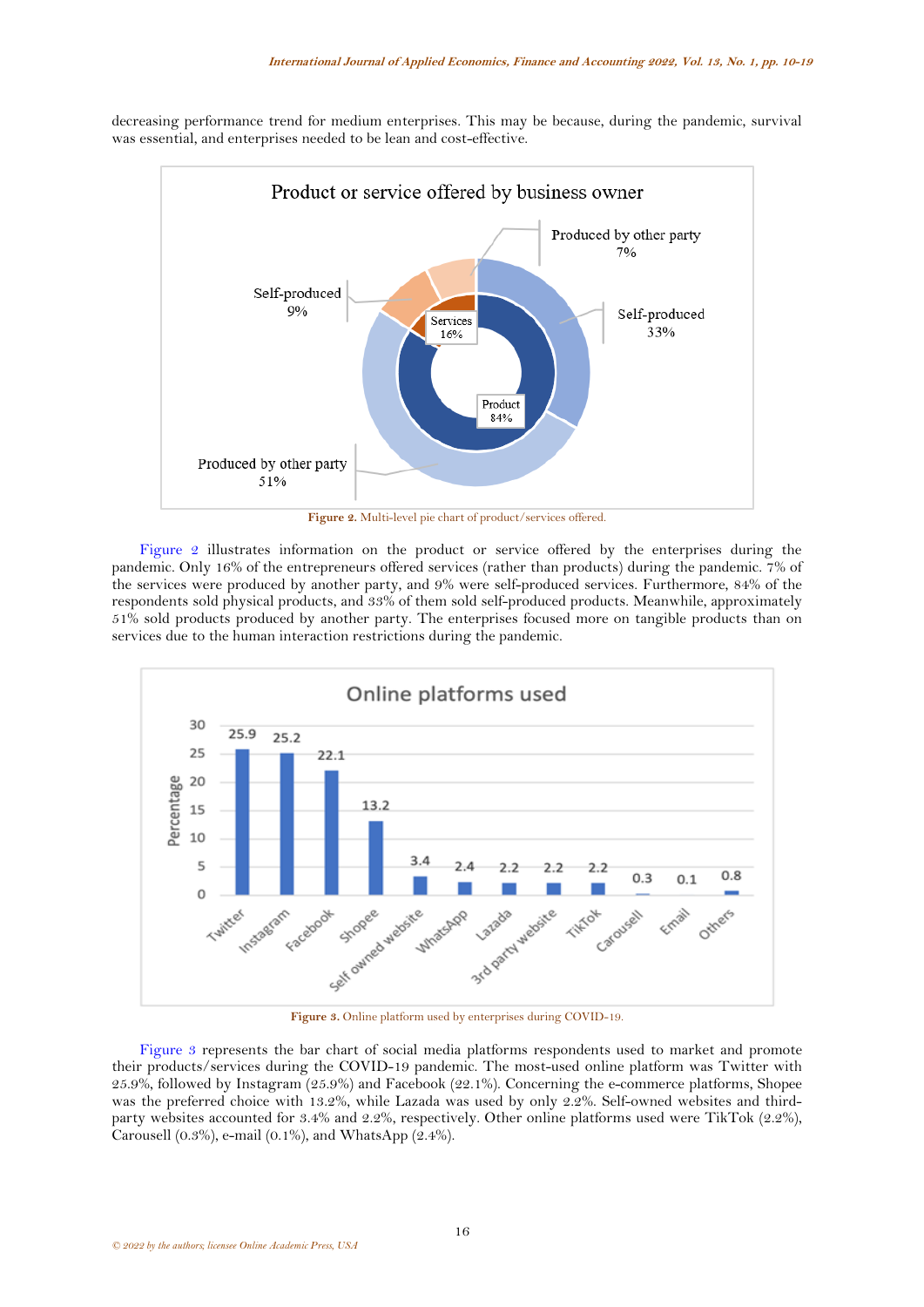decreasing performance trend for medium enterprises. This may be because, during the pandemic, survival was essential, and enterprises needed to be lean and cost-effective.

**Figure 2.** Multi-level pie chart of product/services offered.

Figure 2 illustrates information on the product or service offered by the enterprises during the pandemic. Only 16% of the entrepreneurs offered services (rather than products) during the pandemic. 7% of the services were produced by another party, and 9% were self-produced services. Furthermore, 84% of the respondents sold physical products, and 33% of them sold self-produced products. Meanwhile, approximately 51% sold products produced by another party. The enterprises focused more on tangible products than on services due to the human interaction restrictions during the pandemic.

**Figure 3.** Online platform used by enterprises during COVID-19.

Figure 3 represents the bar chart of social media platforms respondents used to market and promote their products/services during the COVID-19 pandemic. The most-used online platform was Twitter with 25.9%, followed by Instagram (25.9%) and Facebook (22.1%). Concerning the e-commerce platforms, Shopee was the preferred choice with 13.2%, while Lazada was used by only 2.2%. Self-owned websites and third-party websites accounted for 3.4% and 2.2%, respectively. Other online platforms used were TikTok (2.2%), Carousell (0.3%), e-mail (0.1%), and WhatsApp (2.4%).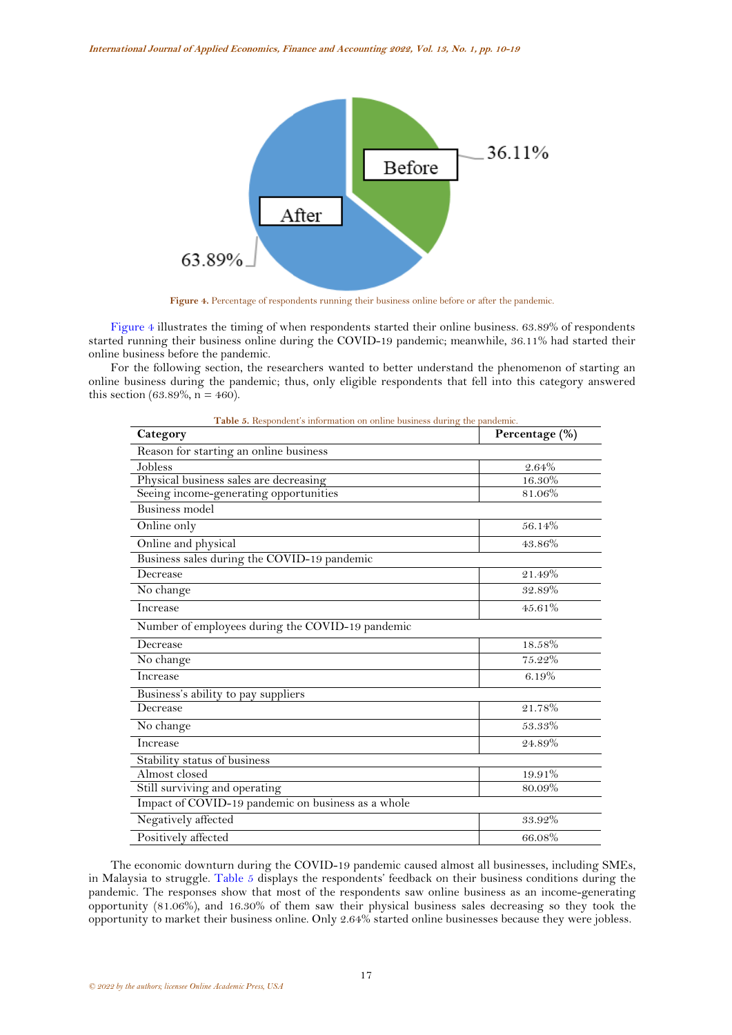**Figure 4.** Percentage of respondents running their business online before or after the pandemic.

Figure 4 illustrates the timing of when respondents started their online business. 63.89% of respondents started running their business online during the COVID-19 pandemic; meanwhile, 36.11% had started their online business before the pandemic.

For the following section, the researchers wanted to better understand the phenomenon of starting an online business during the pandemic; thus, only eligible respondents that fell into this category answered this section (63.89%, n = 460).

**Table 5.** Respondent's information on online business during the pandemic.

| Category | Percentage (%) |
|---|---|
| Reason for starting an online business | |
| Jobless | 2.64% |
| Physical business sales are decreasing | 16.30% |
| Seeing income-generating opportunities | 81.06% |
| Business model | |
| Online only | 56.14% |
| Online and physical | 43.86% |
| Business sales during the COVID-19 pandemic | |
| Decrease | 21.49% |
| No change | 32.89% |
| Increase | 45.61% |
| Number of employees during the COVID-19 pandemic | |
| Decrease | 18.58% |
| No change | 75.22% |
| Increase | 6.19% |
| Business's ability to pay suppliers | |
| Decrease | 21.78% |
| No change | 53.33% |
| Increase | 24.89% |
| Stability status of business | |
| Almost closed | 19.91% |
| Still surviving and operating | 80.09% |
| Impact of COVID-19 pandemic on business as a whole | |
| Negatively affected | 33.92% |
| Positively affected | 66.08% |

The economic downturn during the COVID-19 pandemic caused almost all businesses, including SMEs, in Malaysia to struggle. Table 5 displays the respondents' feedback on their business conditions during the pandemic. The responses show that most of the respondents saw online business as an income-generating opportunity (81.06%), and 16.30% of them saw their physical business sales decreasing so they took the opportunity to market their business online. Only 2.64% started online businesses because they were jobless.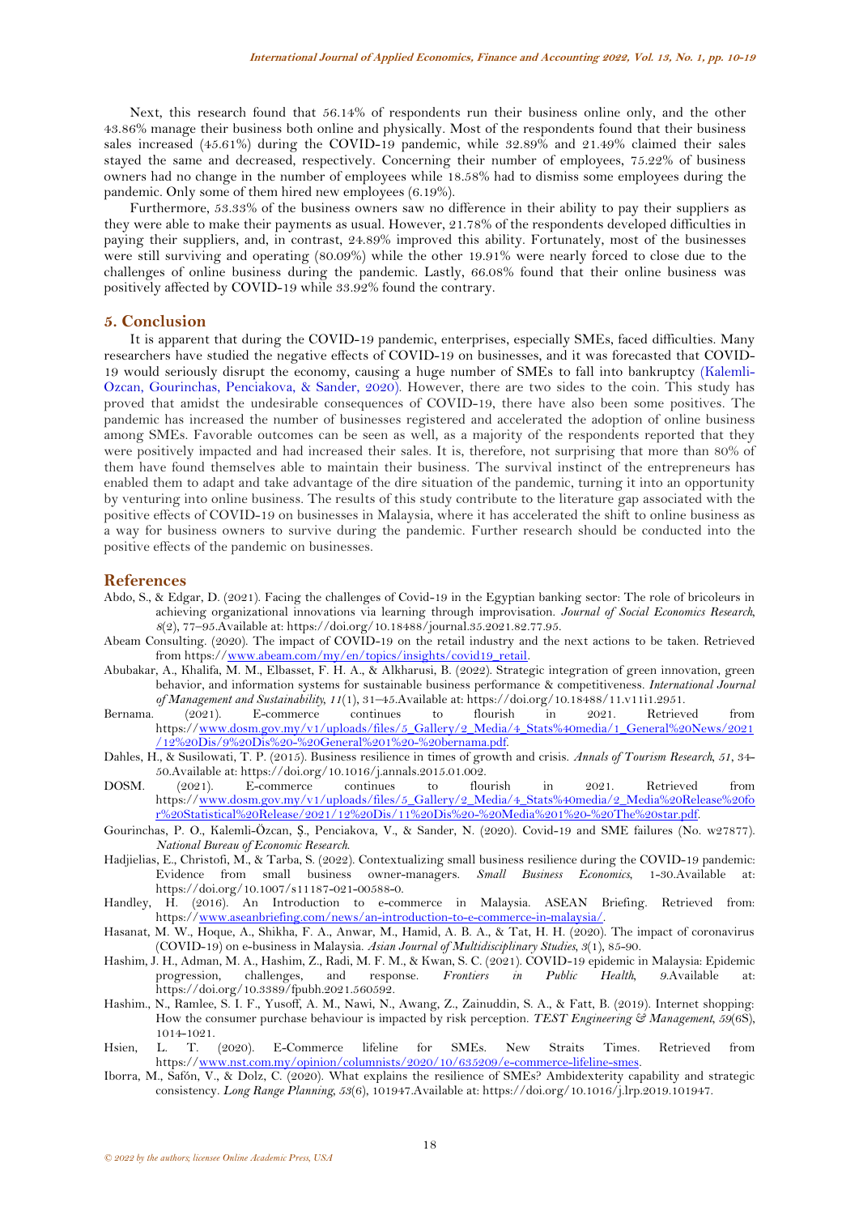Next, this research found that 56.14% of respondents run their business online only, and the other 43.86% manage their business both online and physically. Most of the respondents found that their business sales increased (45.61%) during the COVID-19 pandemic, while 32.89% and 21.49% claimed their sales stayed the same and decreased, respectively. Concerning their number of employees, 75.22% of business owners had no change in the number of employees while 18.58% had to dismiss some employees during the pandemic. Only some of them hired new employees (6.19%).

Furthermore, 53.33% of the business owners saw no difference in their ability to pay their suppliers as they were able to make their payments as usual. However, 21.78% of the respondents developed difficulties in paying their suppliers, and, in contrast, 24.89% improved this ability. Fortunately, most of the businesses were still surviving and operating (80.09%) while the other 19.91% were nearly forced to close due to the challenges of online business during the pandemic. Lastly, 66.08% found that their online business was positively affected by COVID-19 while 33.92% found the contrary.

## 5. Conclusion

It is apparent that during the COVID-19 pandemic, enterprises, especially SMEs, faced difficulties. Many researchers have studied the negative effects of COVID-19 on businesses, and it was forecasted that COVID-19 would seriously disrupt the economy, causing a huge number of SMEs to fall into bankruptcy (Kalemli-Ozcan, Gourinchas, Penciakova, & Sander, 2020). However, there are two sides to the coin. This study has proved that amidst the undesirable consequences of COVID-19, there have also been some positives. The pandemic has increased the number of businesses registered and accelerated the adoption of online business among SMEs. Favorable outcomes can be seen as well, as a majority of the respondents reported that they were positively impacted and had increased their sales. It is, therefore, not surprising that more than 80% of them have found themselves able to maintain their business. The survival instinct of the entrepreneurs has enabled them to adapt and take advantage of the dire situation of the pandemic, turning it into an opportunity by venturing into online business. The results of this study contribute to the literature gap associated with the positive effects of COVID-19 on businesses in Malaysia, where it has accelerated the shift to online business as a way for business owners to survive during the pandemic. Further research should be conducted into the positive effects of the pandemic on businesses.

## References

Abdo, S., & Edgar, D. (2021). Facing the challenges of Covid-19 in the Egyptian banking sector: The role of bricoleurs in achieving organizational innovations via learning through improvisation. *Journal of Social Economics Research*, *8*(2), 77–95.Available at: https://doi.org/10.18488/journal.35.2021.82.77.95.

Abeam Consulting. (2020). The impact of COVID-19 on the retail industry and the next actions to be taken. Retrieved from https://www.abeam.com/my/en/topics/insights/covid19_retail.

Abubakar, A., Khalifa, M. M., Elbasset, F. H. A., & Alkharusi, B. (2022). Strategic integration of green innovation, green behavior, and information systems for sustainable business performance & competitiveness. *International Journal of Management and Sustainability*, *11*(1), 31–45.Available at: https://doi.org/10.18488/11.v11i1.2951.

Bernama. (2021). E-commerce continues to flourish in 2021. Retrieved from https://www.dosm.gov.my/v1/uploads/files/5_Gallery/2_Media/4_Stats%40media/1_General%20News/2021/12%20Dis/9%20Dis%20-%20General%201%20-%20bernama.pdf.

Dahles, H., & Susilowati, T. P. (2015). Business resilience in times of growth and crisis. *Annals of Tourism Research*, *51*, 34-50.Available at: https://doi.org/10.1016/j.annals.2015.01.002.

DOSM. (2021). E-commerce continues to flourish in 2021. Retrieved from https://www.dosm.gov.my/v1/uploads/files/5_Gallery/2_Media/4_Stats%40media/2_Media%20Release%20for%20Statistical%20Release/2021/12%20Dis/11%20Dis%20-%20Media%201%20-%20The%20star.pdf.

Gourinchas, P. O., Kalemli-Özcan, Ş., Penciakova, V., & Sander, N. (2020). Covid-19 and SME failures (No. w27877). *National Bureau of Economic Research*.

Hadjielias, E., Christofi, M., & Tarba, S. (2022). Contextualizing small business resilience during the COVID-19 pandemic: Evidence from small business owner-managers. *Small Business Economics*, 1-30.Available at: https://doi.org/10.1007/s11187-021-00588-0.

Handley, H. (2016). An Introduction to e-commerce in Malaysia. ASEAN Briefing. Retrieved from: https://www.aseanbriefing.com/news/an-introduction-to-e-commerce-in-malaysia/.

Hasanat, M. W., Hoque, A., Shikha, F. A., Anwar, M., Hamid, A. B. A., & Tat, H. H. (2020). The impact of coronavirus (COVID-19) on e-business in Malaysia. *Asian Journal of Multidisciplinary Studies*, *3*(1), 85-90.

Hashim, J. H., Adman, M. A., Hashim, Z., Radi, M. F. M., & Kwan, S. C. (2021). COVID-19 epidemic in Malaysia: Epidemic progression, challenges, and response. *Frontiers in Public Health*, *9*.Available at: https://doi.org/10.3389/fpubh.2021.560592.

Hashim., N., Ramlee, S. I. F., Yusoff, A. M., Nawi, N., Awang, Z., Zainuddin, S. A., & Fatt, B. (2019). Internet shopping: How the consumer purchase behaviour is impacted by risk perception. *TEST Engineering & Management*, *59*(6S), 1014-1021.

Hsien, L. T. (2020). E-Commerce lifeline for SMEs. New Straits Times. Retrieved from https://www.nst.com.my/opinion/columnists/2020/10/635209/e-commerce-lifeline-smes.

Iborra, M., Safón, V., & Dolz, C. (2020). What explains the resilience of SMEs? Ambidexterity capability and strategic consistency. *Long Range Planning*, *53*(6), 101947.Available at: https://doi.org/10.1016/j.lrp.2019.101947.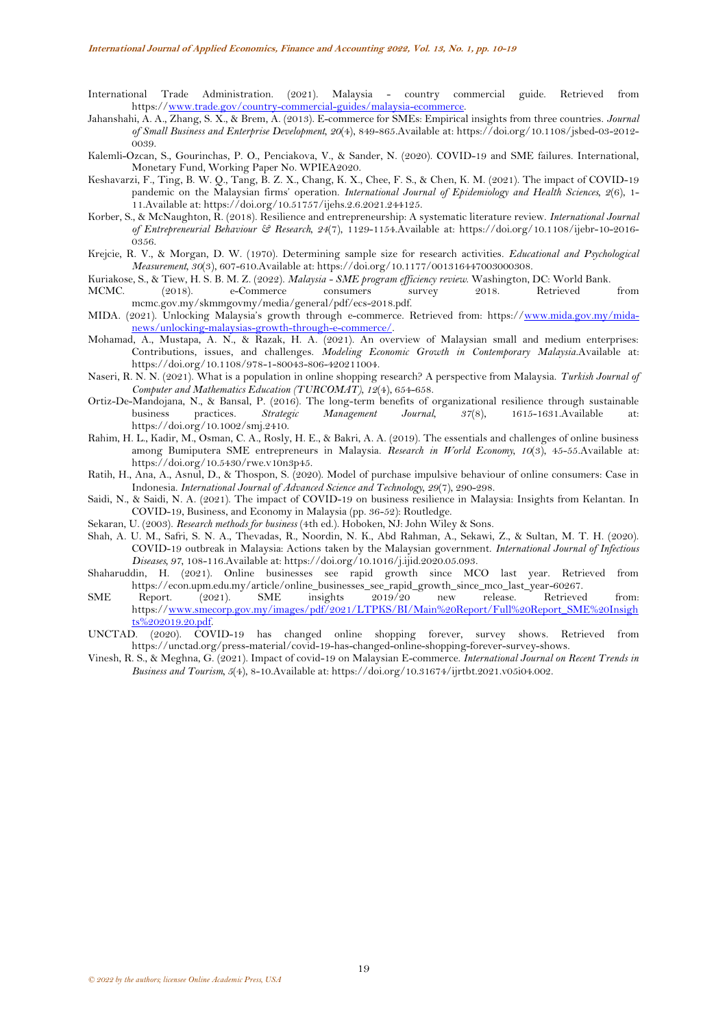International Trade Administration. (2021). Malaysia - country commercial guide. Retrieved from https://www.trade.gov/country-commercial-guides/malaysia-ecommerce.

Jahanshahi, A. A., Zhang, S. X., & Brem, A. (2013). E-commerce for SMEs: Empirical insights from three countries. *Journal of Small Business and Enterprise Development, 20*(4), 849-865.Available at: https://doi.org/10.1108/jsbed-03-2012-0039.

Kalemli-Ozcan, S., Gourinchas, P. O., Penciakova, V., & Sander, N. (2020). COVID-19 and SME failures. International, Monetary Fund, Working Paper No. WPIEA2020.

Keshavarzi, F., Ting, B. W. Q., Tang, B. Z. X., Chang, K. X., Chee, F. S., & Chen, K. M. (2021). The impact of COVID-19 pandemic on the Malaysian firms' operation. *International Journal of Epidemiology and Health Sciences, 2*(6), 1-11.Available at: https://doi.org/10.51757/ijehs.2.6.2021.244125.

Korber, S., & McNaughton, R. (2018). Resilience and entrepreneurship: A systematic literature review. *International Journal of Entrepreneurial Behaviour & Research, 24*(7), 1129-1154.Available at: https://doi.org/10.1108/ijebr-10-2016-0356.

Krejcie, R. V., & Morgan, D. W. (1970). Determining sample size for research activities. *Educational and Psychological Measurement, 30*(3), 607-610.Available at: https://doi.org/10.1177/001316447003000308.

Kuriakose, S., & Tiew, H. S. B. M. Z. (2022). *Malaysia - SME program efficiency review.* Washington, DC: World Bank.

MCMC. (2018). e-Commerce consumers survey 2018. Retrieved from mcmc.gov.my/skmmgovmy/media/general/pdf/ecs-2018.pdf.

MIDA. (2021). Unlocking Malaysia's growth through e-commerce. Retrieved from: https://www.mida.gov.my/mida-news/unlocking-malaysias-growth-through-e-commerce/.

Mohamad, A., Mustapa, A. N., & Razak, H. A. (2021). An overview of Malaysian small and medium enterprises: Contributions, issues, and challenges. *Modeling Economic Growth in Contemporary Malaysia.*Available at: https://doi.org/10.1108/978-1-80043-806-420211004.

Naseri, R. N. N. (2021). What is a population in online shopping research? A perspective from Malaysia. *Turkish Journal of Computer and Mathematics Education (TURCOMAT), 12*(4), 654-658.

Ortiz-De-Mandojana, N., & Bansal, P. (2016). The long-term benefits of organizational resilience through sustainable business practices. *Strategic Management Journal, 37*(8), 1615-1631.Available at: https://doi.org/10.1002/smj.2410.

Rahim, H. L., Kadir, M., Osman, C. A., Rosly, H. E., & Bakri, A. A. (2019). The essentials and challenges of online business among Bumiputera SME entrepreneurs in Malaysia. *Research in World Economy, 10*(3), 45-55.Available at: https://doi.org/10.5430/rwe.v10n3p45.

Ratih, H., Ana, A., Asnul, D., & Thospon, S. (2020). Model of purchase impulsive behaviour of online consumers: Case in Indonesia. *International Journal of Advanced Science and Technology, 29*(7), 290-298.

Saidi, N., & Saidi, N. A. (2021). The impact of COVID-19 on business resilience in Malaysia: Insights from Kelantan. In COVID-19, Business, and Economy in Malaysia (pp. 36-52): Routledge.

Sekaran, U. (2003). *Research methods for business* (4th ed.). Hoboken, NJ: John Wiley & Sons.

Shah, A. U. M., Safri, S. N. A., Thevadas, R., Noordin, N. K., Abd Rahman, A., Sekawi, Z., & Sultan, M. T. H. (2020). COVID-19 outbreak in Malaysia: Actions taken by the Malaysian government. *International Journal of Infectious Diseases, 97*, 108-116.Available at: https://doi.org/10.1016/j.ijid.2020.05.093.

Shaharuddin, H. (2021). Online businesses see rapid growth since MCO last year. Retrieved from https://econ.upm.edu.my/article/online_businesses_see_rapid_growth_since_mco_last_year-60267.

SME Report. (2021). SME insights 2019/20 new release. Retrieved from: https://www.smecorp.gov.my/images/pdf/2021/LTPKS/BI/Main%20Report/Full%20Report_SME%20Insights%202019.20.pdf.

UNCTAD. (2020). COVID-19 has changed online shopping forever, survey shows. Retrieved from https://unctad.org/press-material/covid-19-has-changed-online-shopping-forever-survey-shows.

Vinesh, R. S., & Meghna, G. (2021). Impact of covid-19 on Malaysian E-commerce. *International Journal on Recent Trends in Business and Tourism, 5*(4), 8-10.Available at: https://doi.org/10.31674/ijrtbt.2021.v05i04.002.